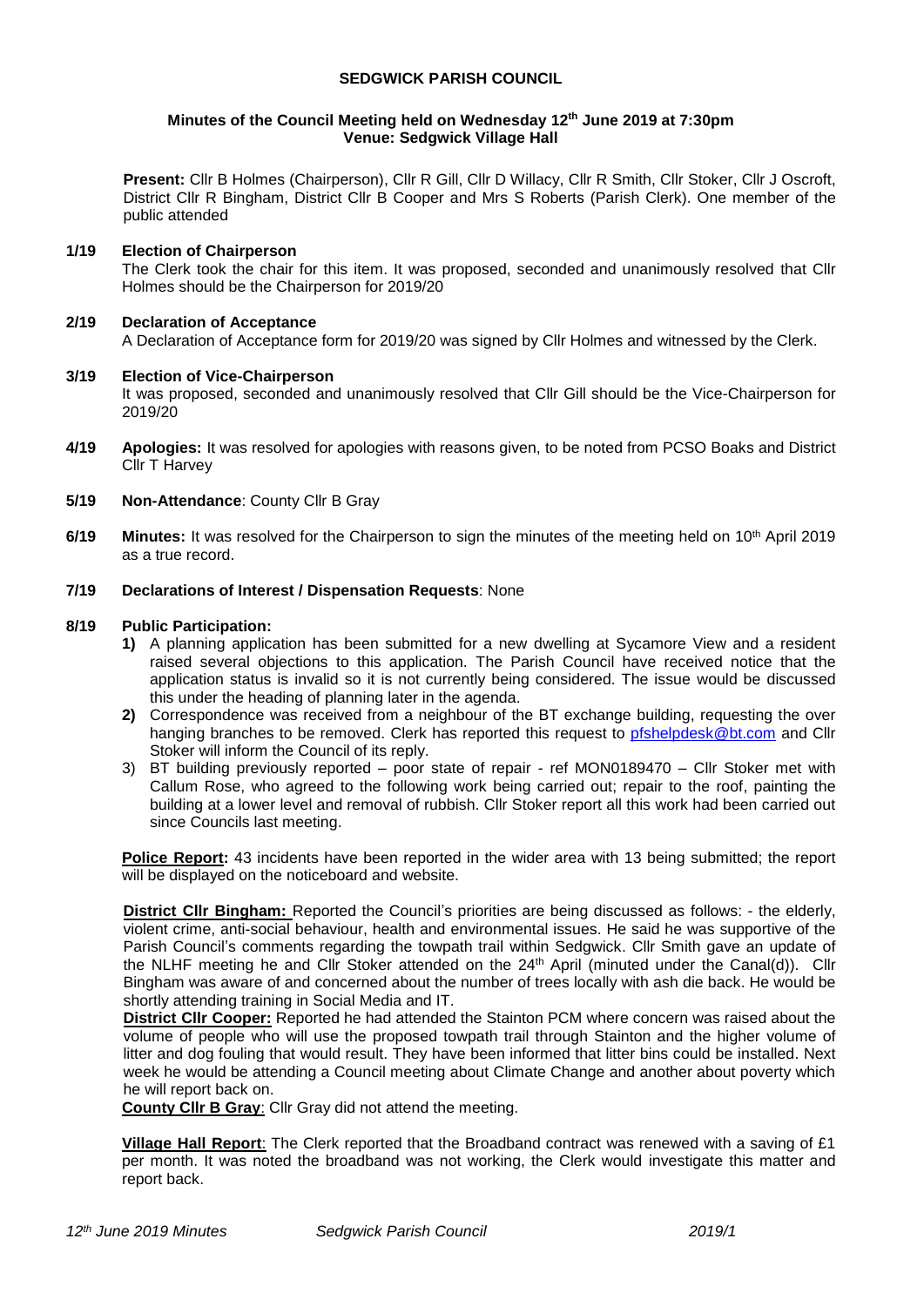**SEDGWICK PARISH COUNCIL**

**Minutes of the Council Meeting held on Wednesday 12th June 2019 at 7:30pm**
**Venue: Sedgwick Village Hall**

**Present:** Cllr B Holmes (Chairperson), Cllr R Gill, Cllr D Willacy, Cllr R Smith, Cllr Stoker, Cllr J Oscroft, District Cllr R Bingham, District Cllr B Cooper and Mrs S Roberts (Parish Clerk). One member of the public attended

**1/19 Election of Chairperson**
The Clerk took the chair for this item. It was proposed, seconded and unanimously resolved that Cllr Holmes should be the Chairperson for 2019/20

**2/19 Declaration of Acceptance**
A Declaration of Acceptance form for 2019/20 was signed by Cllr Holmes and witnessed by the Clerk.

**3/19 Election of Vice-Chairperson**
It was proposed, seconded and unanimously resolved that Cllr Gill should be the Vice-Chairperson for 2019/20

**4/19 Apologies:** It was resolved for apologies with reasons given, to be noted from PCSO Boaks and District Cllr T Harvey

**5/19 Non-Attendance**: County Cllr B Gray

**6/19 Minutes:** It was resolved for the Chairperson to sign the minutes of the meeting held on 10th April 2019 as a true record.

**7/19 Declarations of Interest / Dispensation Requests**: None

**8/19 Public Participation:**

1) A planning application has been submitted for a new dwelling at Sycamore View and a resident raised several objections to this application. The Parish Council have received notice that the application status is invalid so it is not currently being considered. The issue would be discussed this under the heading of planning later in the agenda.
2) Correspondence was received from a neighbour of the BT exchange building, requesting the over hanging branches to be removed. Clerk has reported this request to pfshelpdesk@bt.com and Cllr Stoker will inform the Council of its reply.
3) BT building previously reported – poor state of repair - ref MON0189470 – Cllr Stoker met with Callum Rose, who agreed to the following work being carried out; repair to the roof, painting the building at a lower level and removal of rubbish. Cllr Stoker report all this work had been carried out since Councils last meeting.

**Police Report:** 43 incidents have been reported in the wider area with 13 being submitted; the report will be displayed on the noticeboard and website.

**District Cllr Bingham:** Reported the Council's priorities are being discussed as follows: - the elderly, violent crime, anti-social behaviour, health and environmental issues. He said he was supportive of the Parish Council's comments regarding the towpath trail within Sedgwick. Cllr Smith gave an update of the NLHF meeting he and Cllr Stoker attended on the 24th April (minuted under the Canal(d)). Cllr Bingham was aware of and concerned about the number of trees locally with ash die back. He would be shortly attending training in Social Media and IT.

**District Cllr Cooper:** Reported he had attended the Stainton PCM where concern was raised about the volume of people who will use the proposed towpath trail through Stainton and the higher volume of litter and dog fouling that would result. They have been informed that litter bins could be installed. Next week he would be attending a Council meeting about Climate Change and another about poverty which he will report back on.

**County Cllr B Gray**: Cllr Gray did not attend the meeting.

**Village Hall Report**: The Clerk reported that the Broadband contract was renewed with a saving of £1 per month. It was noted the broadband was not working, the Clerk would investigate this matter and report back.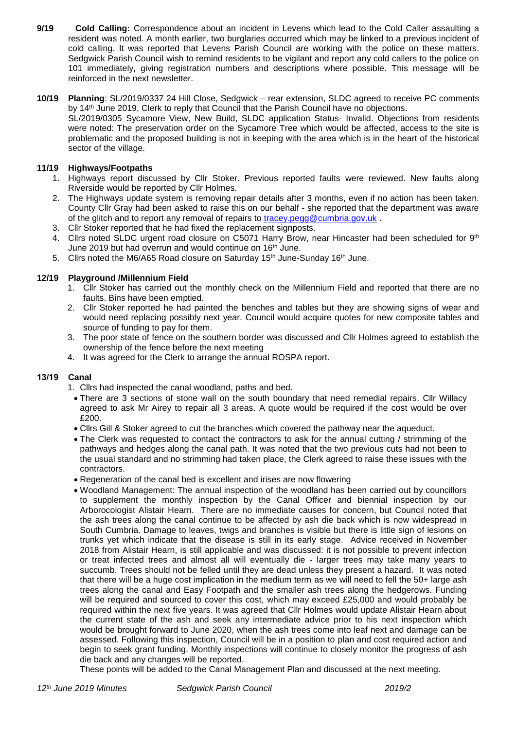**9/19 Cold Calling:** Correspondence about an incident in Levens which lead to the Cold Caller assaulting a resident was noted. A month earlier, two burglaries occurred which may be linked to a previous incident of cold calling. It was reported that Levens Parish Council are working with the police on these matters. Sedgwick Parish Council wish to remind residents to be vigilant and report any cold callers to the police on 101 immediately, giving registration numbers and descriptions where possible. This message will be reinforced in the next newsletter.

**10/19 Planning**: SL/2019/0337 24 Hill Close, Sedgwick – rear extension, SLDC agreed to receive PC comments by 14th June 2019, Clerk to reply that Council that the Parish Council have no objections.
SL/2019/0305 Sycamore View, New Build, SLDC application Status- Invalid. Objections from residents were noted: The preservation order on the Sycamore Tree which would be affected, access to the site is problematic and the proposed building is not in keeping with the area which is in the heart of the historical sector of the village.

**11/19 Highways/Footpaths**

1. Highways report discussed by Cllr Stoker. Previous reported faults were reviewed. New faults along Riverside would be reported by Cllr Holmes.
2. The Highways update system is removing repair details after 3 months, even if no action has been taken. County Cllr Gray had been asked to raise this on our behalf - she reported that the department was aware of the glitch and to report any removal of repairs to tracey.pegg@cumbria.gov.uk .
3. Cllr Stoker reported that he had fixed the replacement signposts.
4. Cllrs noted SLDC urgent road closure on C5071 Harry Brow, near Hincaster had been scheduled for 9th June 2019 but had overrun and would continue on 16th June.
5. Cllrs noted the M6/A65 Road closure on Saturday 15th June-Sunday 16th June.

**12/19 Playground /Millennium Field**

1. Cllr Stoker has carried out the monthly check on the Millennium Field and reported that there are no faults. Bins have been emptied.
2. Cllr Stoker reported he had painted the benches and tables but they are showing signs of wear and would need replacing possibly next year. Council would acquire quotes for new composite tables and source of funding to pay for them.
3. The poor state of fence on the southern border was discussed and Cllr Holmes agreed to establish the ownership of the fence before the next meeting
4. It was agreed for the Clerk to arrange the annual ROSPA report.

**13/19 Canal**

1. Cllrs had inspected the canal woodland, paths and bed.
   - There are 3 sections of stone wall on the south boundary that need remedial repairs. Cllr Willacy agreed to ask Mr Airey to repair all 3 areas. A quote would be required if the cost would be over £200.
   - Cllrs Gill & Stoker agreed to cut the branches which covered the pathway near the aqueduct.
   - The Clerk was requested to contact the contractors to ask for the annual cutting / strimming of the pathways and hedges along the canal path. It was noted that the two previous cuts had not been to the usual standard and no strimming had taken place, the Clerk agreed to raise these issues with the contractors.
   - Regeneration of the canal bed is excellent and irises are now flowering
   - Woodland Management: The annual inspection of the woodland has been carried out by councillors to supplement the monthly inspection by the Canal Officer and biennial inspection by our Arborocologist Alistair Hearn. There are no immediate causes for concern, but Council noted that the ash trees along the canal continue to be affected by ash die back which is now widespread in South Cumbria. Damage to leaves, twigs and branches is visible but there is little sign of lesions on trunks yet which indicate that the disease is still in its early stage. Advice received in November 2018 from Alistair Hearn, is still applicable and was discussed: it is not possible to prevent infection or treat infected trees and almost all will eventually die - larger trees may take many years to succumb. Trees should not be felled until they are dead unless they present a hazard. It was noted that there will be a huge cost implication in the medium term as we will need to fell the 50+ large ash trees along the canal and Easy Footpath and the smaller ash trees along the hedgerows. Funding will be required and sourced to cover this cost, which may exceed £25,000 and would probably be required within the next five years. It was agreed that Cllr Holmes would update Alistair Hearn about the current state of the ash and seek any intermediate advice prior to his next inspection which would be brought forward to June 2020, when the ash trees come into leaf next and damage can be assessed. Following this inspection, Council will be in a position to plan and cost required action and begin to seek grant funding. Monthly inspections will continue to closely monitor the progress of ash die back and any changes will be reported.

   These points will be added to the Canal Management Plan and discussed at the next meeting.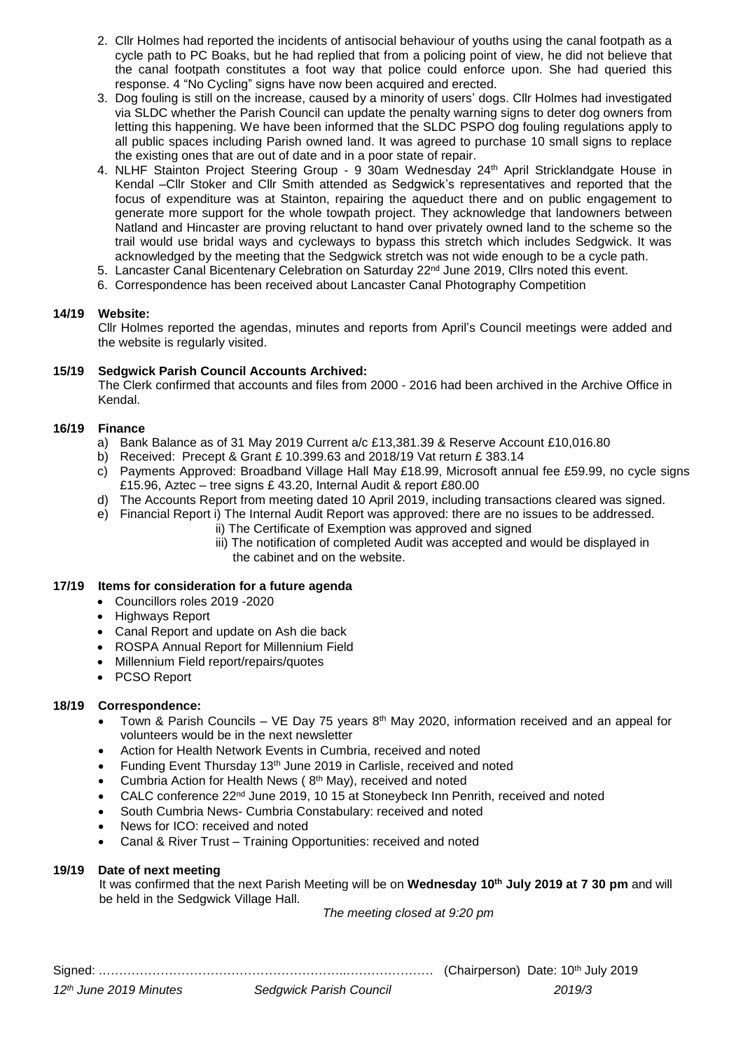2. Cllr Holmes had reported the incidents of antisocial behaviour of youths using the canal footpath as a cycle path to PC Boaks, but he had replied that from a policing point of view, he did not believe that the canal footpath constitutes a foot way that police could enforce upon. She had queried this response. 4 "No Cycling" signs have now been acquired and erected.
3. Dog fouling is still on the increase, caused by a minority of users' dogs. Cllr Holmes had investigated via SLDC whether the Parish Council can update the penalty warning signs to deter dog owners from letting this happening. We have been informed that the SLDC PSPO dog fouling regulations apply to all public spaces including Parish owned land. It was agreed to purchase 10 small signs to replace the existing ones that are out of date and in a poor state of repair.
4. NLHF Stainton Project Steering Group - 9 30am Wednesday 24th April Stricklandgate House in Kendal –Cllr Stoker and Cllr Smith attended as Sedgwick's representatives and reported that the focus of expenditure was at Stainton, repairing the aqueduct there and on public engagement to generate more support for the whole towpath project. They acknowledge that landowners between Natland and Hincaster are proving reluctant to hand over privately owned land to the scheme so the trail would use bridal ways and cycleways to bypass this stretch which includes Sedgwick. It was acknowledged by the meeting that the Sedgwick stretch was not wide enough to be a cycle path.
5. Lancaster Canal Bicentenary Celebration on Saturday 22nd June 2019, Cllrs noted this event.
6. Correspondence has been received about Lancaster Canal Photography Competition

**14/19 Website:**

Cllr Holmes reported the agendas, minutes and reports from April's Council meetings were added and the website is regularly visited.

**15/19 Sedgwick Parish Council Accounts Archived:**

The Clerk confirmed that accounts and files from 2000 - 2016 had been archived in the Archive Office in Kendal.

**16/19 Finance**

a) Bank Balance as of 31 May 2019 Current a/c £13,381.39 & Reserve Account £10,016.80
b) Received: Precept & Grant £ 10.399.63 and 2018/19 Vat return £ 383.14
c) Payments Approved: Broadband Village Hall May £18.99, Microsoft annual fee £59.99, no cycle signs £15.96, Aztec – tree signs £ 43.20, Internal Audit & report £80.00
d) The Accounts Report from meeting dated 10 April 2019, including transactions cleared was signed.
e) Financial Report i) The Internal Audit Report was approved: there are no issues to be addressed.
   ii) The Certificate of Exemption was approved and signed
   iii) The notification of completed Audit was accepted and would be displayed in the cabinet and on the website.

**17/19 Items for consideration for a future agenda**

- Councillors roles 2019 -2020
- Highways Report
- Canal Report and update on Ash die back
- ROSPA Annual Report for Millennium Field
- Millennium Field report/repairs/quotes
- PCSO Report

**18/19 Correspondence:**

- Town & Parish Councils – VE Day 75 years 8th May 2020, information received and an appeal for volunteers would be in the next newsletter
- Action for Health Network Events in Cumbria, received and noted
- Funding Event Thursday 13th June 2019 in Carlisle, received and noted
- Cumbria Action for Health News ( 8th May), received and noted
- CALC conference 22nd June 2019, 10 15 at Stoneybeck Inn Penrith, received and noted
- South Cumbria News- Cumbria Constabulary: received and noted
- News for ICO: received and noted
- Canal & River Trust – Training Opportunities: received and noted

**19/19 Date of next meeting**

It was confirmed that the next Parish Meeting will be on **Wednesday 10th July 2019 at 7 30 pm** and will be held in the Sedgwick Village Hall.

*The meeting closed at 9:20 pm*

Signed: ………………………………………………….………………… (Chairperson) Date: 10th July 2019

*12th June 2019 Minutes* *Sedgwick Parish Council* *2019/3*